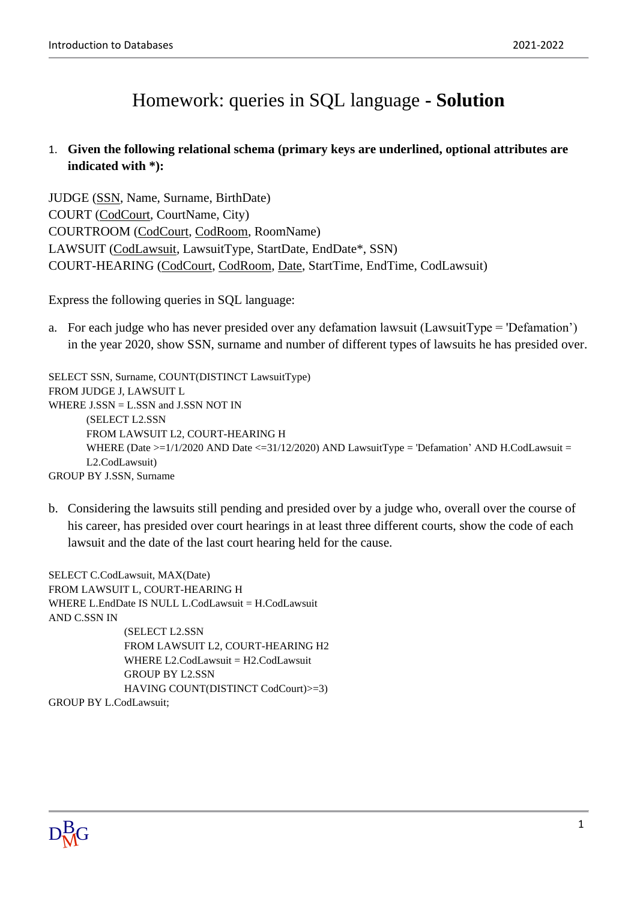# Homework: queries in SQL language - **Solution**

1. **Given the following relational schema (primary keys are underlined, optional attributes are indicated with *):**

JUDGE (<u>SSN</u>, Name, Surname, BirthDate)
COURT (<u>CodCourt</u>, CourtName, City)
COURTROOM (<u>CodCourt</u>, <u>CodRoom</u>, RoomName)
LAWSUIT (<u>CodLawsuit</u>, LawsuitType, StartDate, EndDate*, SSN)
COURT-HEARING (<u>CodCourt</u>, <u>CodRoom</u>, <u>Date</u>, StartTime, EndTime, CodLawsuit)

Express the following queries in SQL language:

a. For each judge who has never presided over any defamation lawsuit (LawsuitType = 'Defamation') in the year 2020, show SSN, surname and number of different types of lawsuits he has presided over.

```
SELECT SSN, Surname, COUNT(DISTINCT LawsuitType)
FROM JUDGE J, LAWSUIT L
WHERE J.SSN = L.SSN and J.SSN NOT IN
        (SELECT L2.SSN
        FROM LAWSUIT L2, COURT-HEARING H
        WHERE (Date >=1/1/2020 AND Date <=31/12/2020) AND LawsuitType = 'Defamation' AND H.CodLawsuit =
        L2.CodLawsuit)
GROUP BY J.SSN, Surname
```

b. Considering the lawsuits still pending and presided over by a judge who, overall over the course of his career, has presided over court hearings in at least three different courts, show the code of each lawsuit and the date of the last court hearing held for the cause.

```
SELECT C.CodLawsuit, MAX(Date)
FROM LAWSUIT L, COURT-HEARING H
WHERE L.EndDate IS NULL L.CodLawsuit = H.CodLawsuit
AND C.SSN IN
                (SELECT L2.SSN
                FROM LAWSUIT L2, COURT-HEARING H2
                WHERE L2.CodLawsuit = H2.CodLawsuit
                GROUP BY L2.SSN
                HAVING COUNT(DISTINCT CodCourt)>=3)
GROUP BY L.CodLawsuit;
```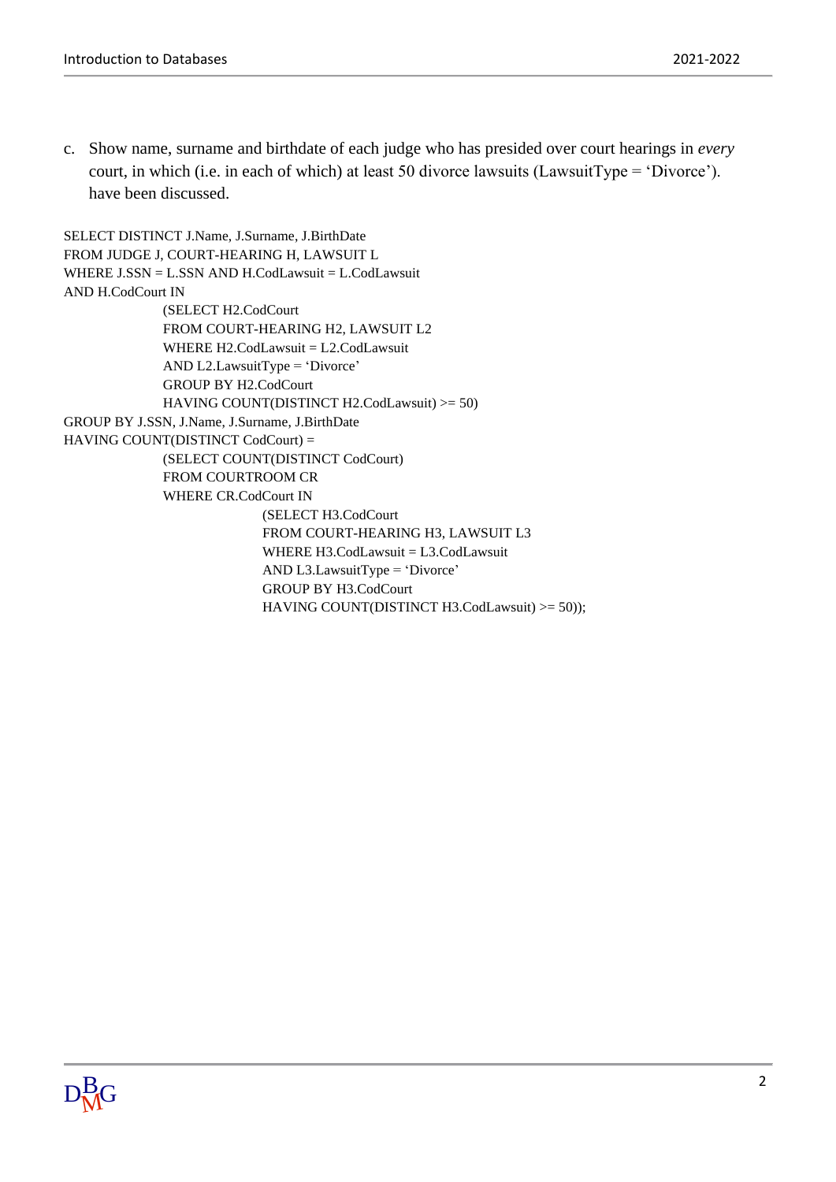c. Show name, surname and birthdate of each judge who has presided over court hearings in *every* court, in which (i.e. in each of which) at least 50 divorce lawsuits (LawsuitType = 'Divorce'). have been discussed.

```
SELECT DISTINCT J.Name, J.Surname, J.BirthDate
FROM JUDGE J, COURT-HEARING H, LAWSUIT L
WHERE J.SSN = L.SSN AND H.CodLawsuit = L.CodLawsuit
AND H.CodCourt IN
        (SELECT H2.CodCourt
        FROM COURT-HEARING H2, LAWSUIT L2
        WHERE H2.CodLawsuit = L2.CodLawsuit
        AND L2.LawsuitType = 'Divorce'
        GROUP BY H2.CodCourt
        HAVING COUNT(DISTINCT H2.CodLawsuit) >= 50)
GROUP BY J.SSN, J.Name, J.Surname, J.BirthDate
HAVING COUNT(DISTINCT CodCourt) =
        (SELECT COUNT(DISTINCT CodCourt)
        FROM COURTROOM CR
        WHERE CR.CodCourt IN
                (SELECT H3.CodCourt
                FROM COURT-HEARING H3, LAWSUIT L3
                WHERE H3.CodLawsuit = L3.CodLawsuit
                AND L3.LawsuitType = 'Divorce'
                GROUP BY H3.CodCourt
                HAVING COUNT(DISTINCT H3.CodLawsuit) >= 50));
```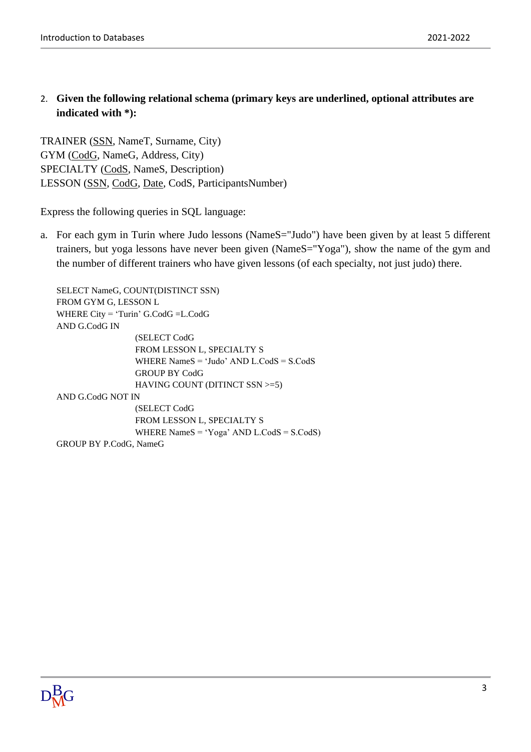2. **Given the following relational schema (primary keys are underlined, optional attributes are indicated with *):**

TRAINER (<u>SSN</u>, NameT, Surname, City)
GYM (<u>CodG</u>, NameG, Address, City)
SPECIALTY (<u>CodS</u>, NameS, Description)
LESSON (<u>SSN</u>, <u>CodG</u>, <u>Date</u>, CodS, ParticipantsNumber)

Express the following queries in SQL language:

a. For each gym in Turin where Judo lessons (NameS="Judo") have been given by at least 5 different trainers, but yoga lessons have never been given (NameS="Yoga"), show the name of the gym and the number of different trainers who have given lessons (of each specialty, not just judo) there.

```
SELECT NameG, COUNT(DISTINCT SSN)
FROM GYM G, LESSON L
WHERE City = 'Turin' G.CodG =L.CodG
AND G.CodG IN
                (SELECT CodG
                FROM LESSON L, SPECIALTY S
                WHERE NameS = 'Judo' AND L.CodS = S.CodS
                GROUP BY CodG
                HAVING COUNT (DITINCT SSN >=5)
AND G.CodG NOT IN
                (SELECT CodG
                FROM LESSON L, SPECIALTY S
                WHERE NameS = 'Yoga' AND L.CodS = S.CodS)
GROUP BY P.CodG, NameG
```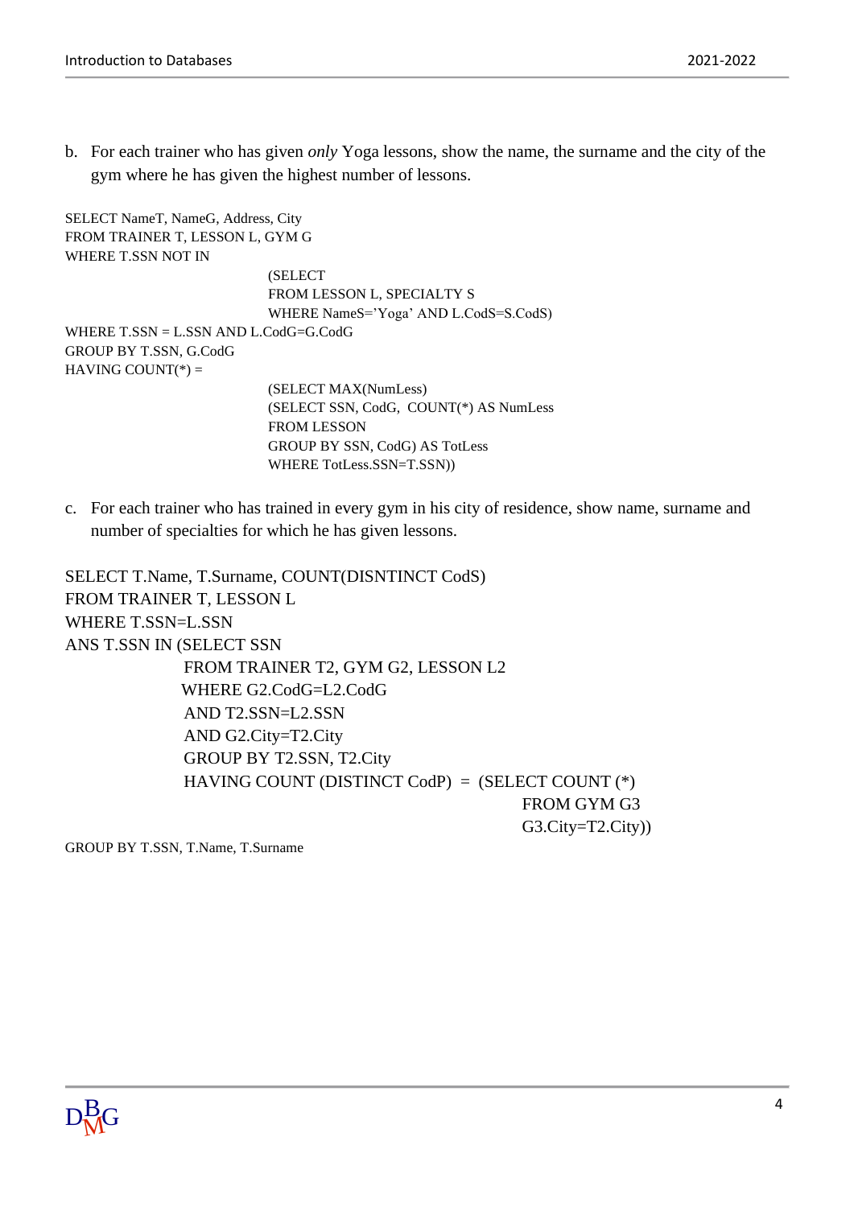b. For each trainer who has given *only* Yoga lessons, show the name, the surname and the city of the gym where he has given the highest number of lessons.

```
SELECT NameT, NameG, Address, City
FROM TRAINER T, LESSON L, GYM G
WHERE T.SSN NOT IN
                    (SELECT
                    FROM LESSON L, SPECIALTY S
                    WHERE NameS='Yoga' AND L.CodS=S.CodS)
WHERE T.SSN = L.SSN AND L.CodG=G.CodG
GROUP BY T.SSN, G.CodG
HAVING COUNT(*) =
                    (SELECT MAX(NumLess)
                    (SELECT SSN, CodG,  COUNT(*) AS NumLess
                    FROM LESSON
                    GROUP BY SSN, CodG) AS TotLess
                    WHERE TotLess.SSN=T.SSN))
```

c. For each trainer who has trained in every gym in his city of residence, show name, surname and number of specialties for which he has given lessons.

```
SELECT T.Name, T.Surname, COUNT(DISNTINCT CodS)
FROM TRAINER T, LESSON L
WHERE T.SSN=L.SSN
ANS T.SSN IN (SELECT SSN
            FROM TRAINER T2, GYM G2, LESSON L2
            WHERE G2.CodG=L2.CodG
            AND T2.SSN=L2.SSN
            AND G2.City=T2.City
            GROUP BY T2.SSN, T2.City
            HAVING COUNT (DISTINCT CodP)  =  (SELECT COUNT (*)
                                              FROM GYM G3
                                              G3.City=T2.City))
GROUP BY T.SSN, T.Name, T.Surname
```